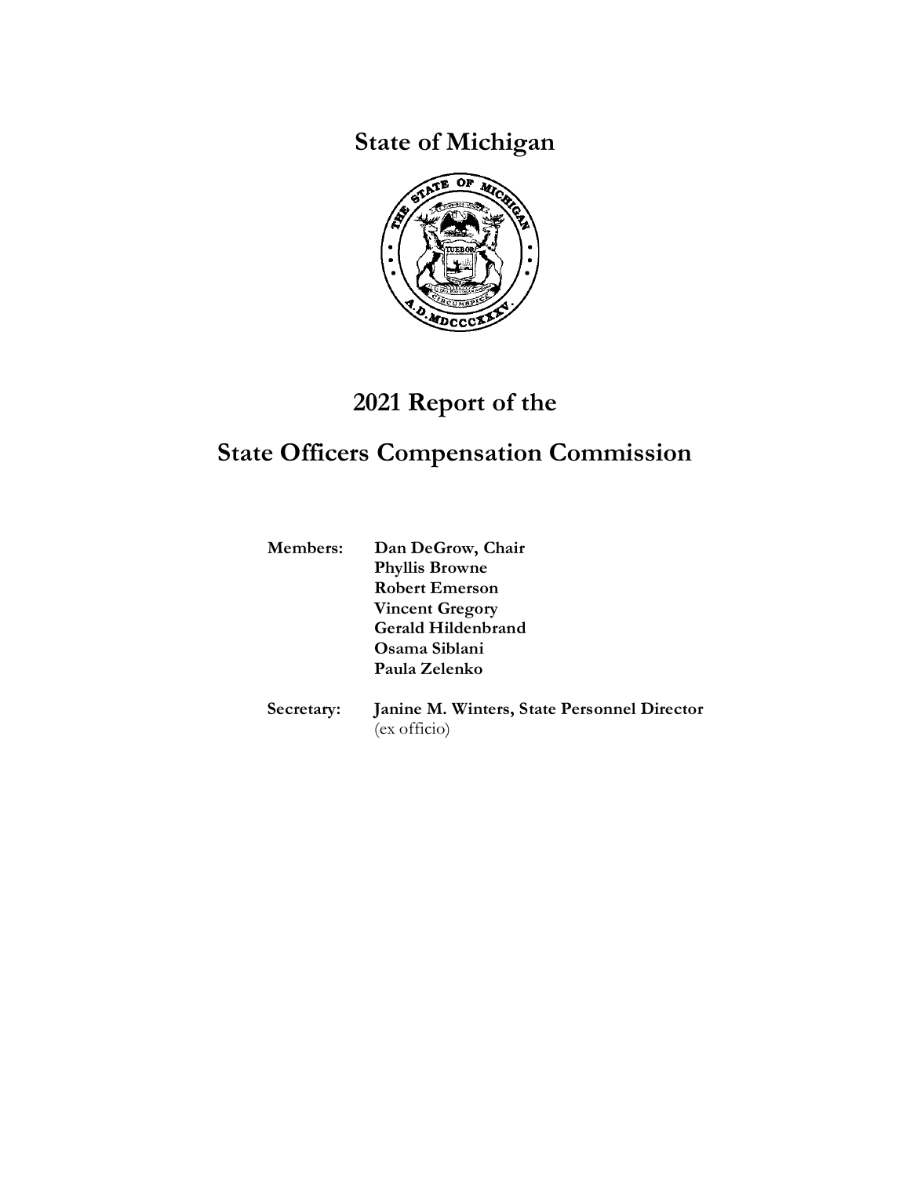# State of Michigan

# 2021 Report of the

# State Officers Compensation Commission

**Members:** **Dan DeGrow, Chair**
**Phyllis Browne**
**Robert Emerson**
**Vincent Gregory**
**Gerald Hildenbrand**
**Osama Siblani**
**Paula Zelenko**

**Secretary:** **Janine M. Winters, State Personnel Director**
(ex officio)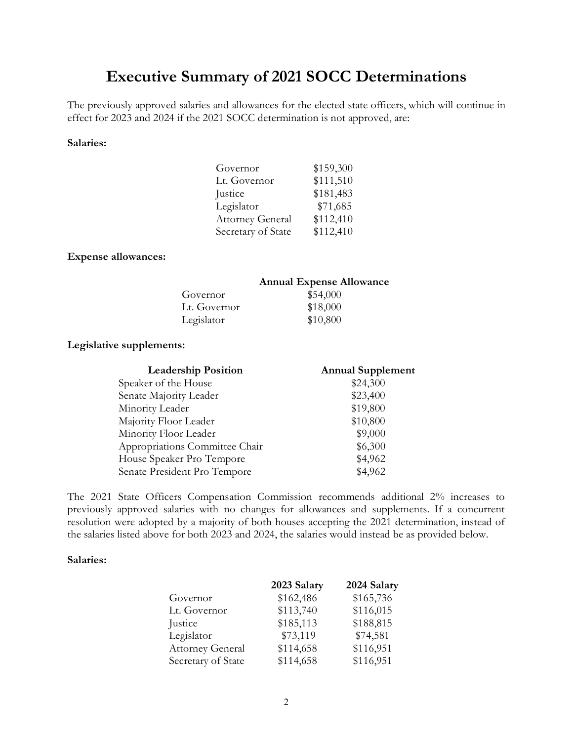# Executive Summary of 2021 SOCC Determinations

The previously approved salaries and allowances for the elected state officers, which will continue in effect for 2023 and 2024 if the 2021 SOCC determination is not approved, are:

**Salaries:**

| | |
|---|---|
| Governor | $159,300 |
| Lt. Governor | $111,510 |
| Justice | $181,483 |
| Legislator | $71,685 |
| Attorney General | $112,410 |
| Secretary of State | $112,410 |

**Expense allowances:**

| | Annual Expense Allowance |
|---|---|
| Governor | $54,000 |
| Lt. Governor | $18,000 |
| Legislator | $10,800 |

**Legislative supplements:**

| Leadership Position | Annual Supplement |
|---|---|
| Speaker of the House | $24,300 |
| Senate Majority Leader | $23,400 |
| Minority Leader | $19,800 |
| Majority Floor Leader | $10,800 |
| Minority Floor Leader | $9,000 |
| Appropriations Committee Chair | $6,300 |
| House Speaker Pro Tempore | $4,962 |
| Senate President Pro Tempore | $4,962 |

The 2021 State Officers Compensation Commission recommends additional 2% increases to previously approved salaries with no changes for allowances and supplements. If a concurrent resolution were adopted by a majority of both houses accepting the 2021 determination, instead of the salaries listed above for both 2023 and 2024, the salaries would instead be as provided below.

**Salaries:**

| | 2023 Salary | 2024 Salary |
|---|---|---|
| Governor | $162,486 | $165,736 |
| Lt. Governor | $113,740 | $116,015 |
| Justice | $185,113 | $188,815 |
| Legislator | $73,119 | $74,581 |
| Attorney General | $114,658 | $116,951 |
| Secretary of State | $114,658 | $116,951 |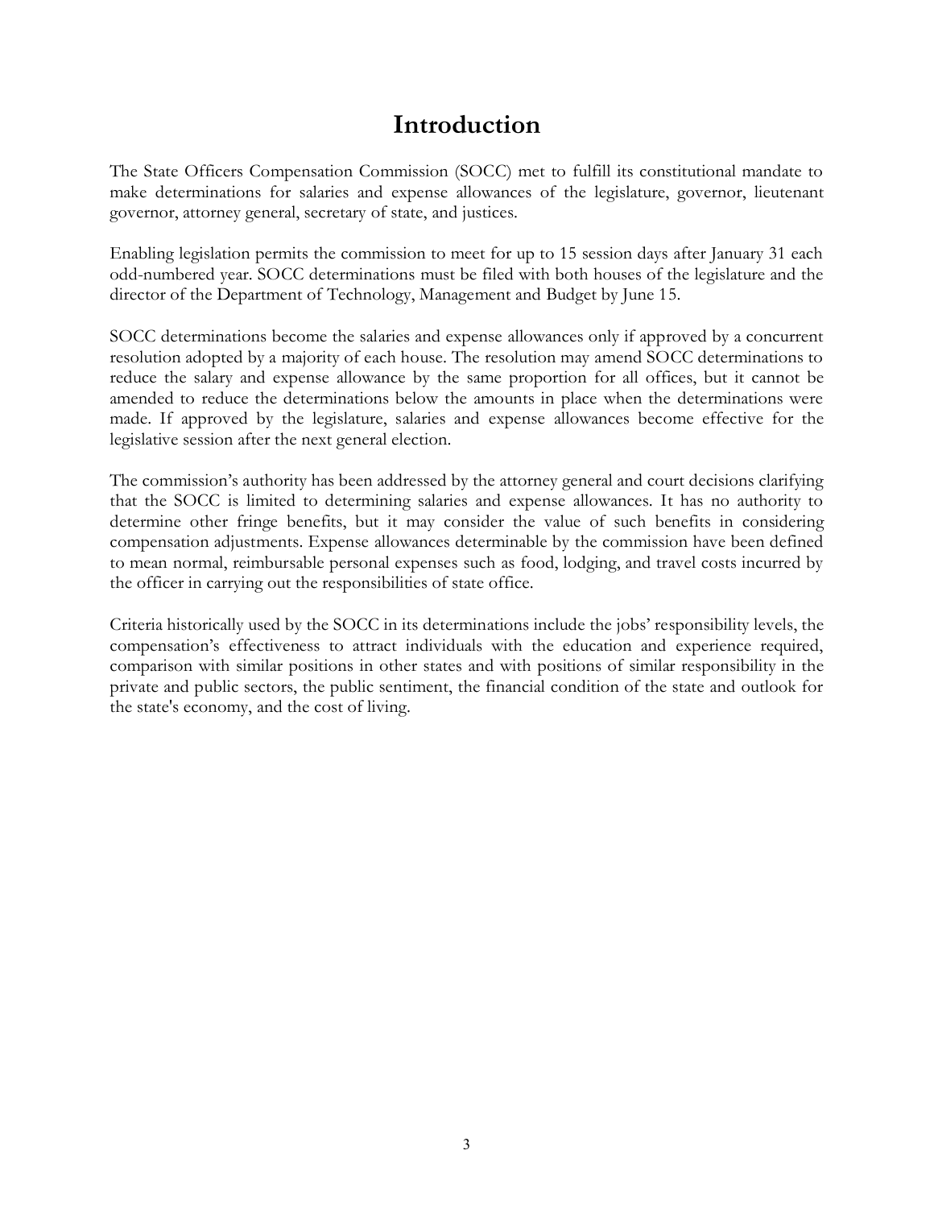# Introduction

The State Officers Compensation Commission (SOCC) met to fulfill its constitutional mandate to make determinations for salaries and expense allowances of the legislature, governor, lieutenant governor, attorney general, secretary of state, and justices.

Enabling legislation permits the commission to meet for up to 15 session days after January 31 each odd-numbered year. SOCC determinations must be filed with both houses of the legislature and the director of the Department of Technology, Management and Budget by June 15.

SOCC determinations become the salaries and expense allowances only if approved by a concurrent resolution adopted by a majority of each house. The resolution may amend SOCC determinations to reduce the salary and expense allowance by the same proportion for all offices, but it cannot be amended to reduce the determinations below the amounts in place when the determinations were made. If approved by the legislature, salaries and expense allowances become effective for the legislative session after the next general election.

The commission's authority has been addressed by the attorney general and court decisions clarifying that the SOCC is limited to determining salaries and expense allowances. It has no authority to determine other fringe benefits, but it may consider the value of such benefits in considering compensation adjustments. Expense allowances determinable by the commission have been defined to mean normal, reimbursable personal expenses such as food, lodging, and travel costs incurred by the officer in carrying out the responsibilities of state office.

Criteria historically used by the SOCC in its determinations include the jobs' responsibility levels, the compensation's effectiveness to attract individuals with the education and experience required, comparison with similar positions in other states and with positions of similar responsibility in the private and public sectors, the public sentiment, the financial condition of the state and outlook for the state's economy, and the cost of living.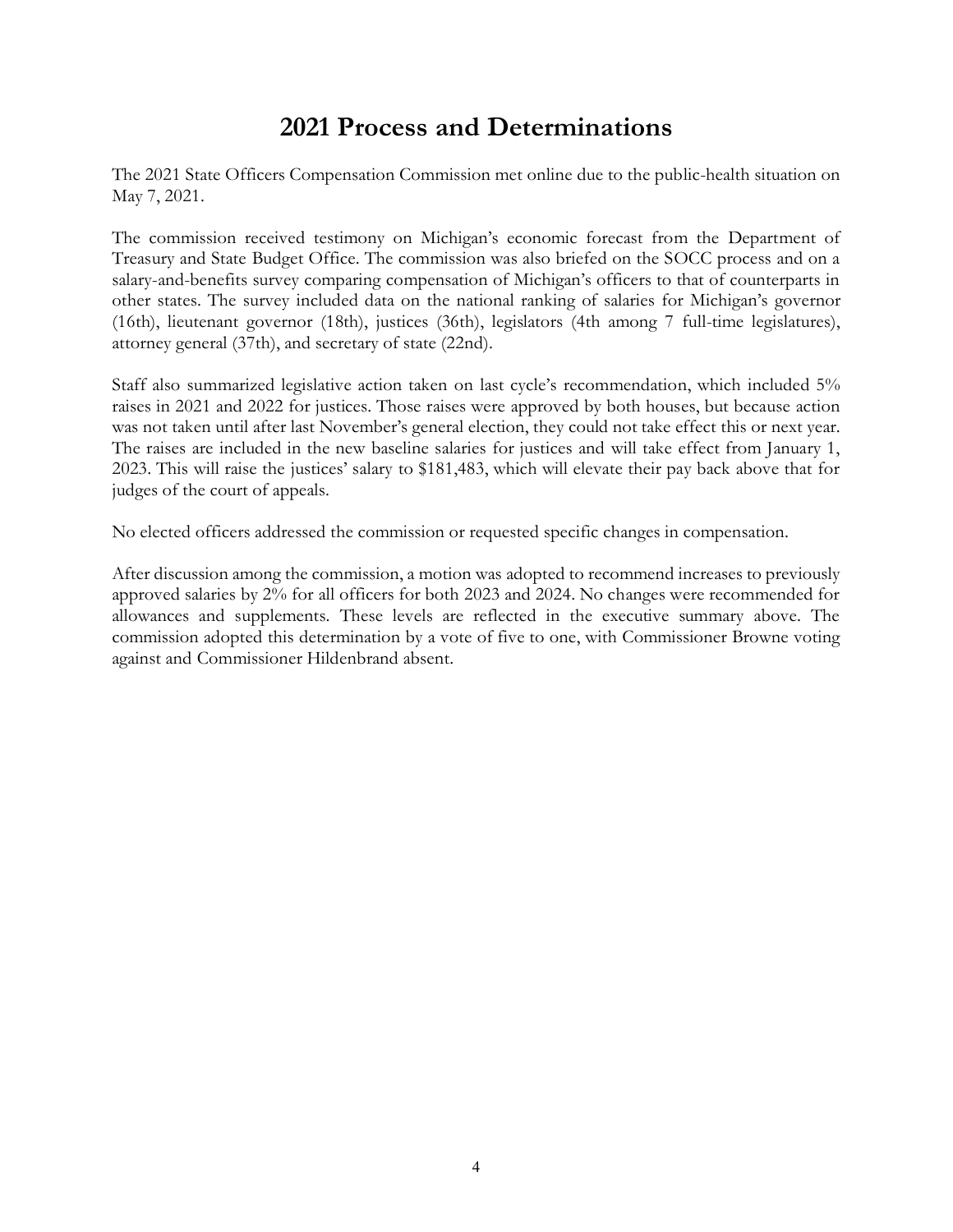# 2021 Process and Determinations

The 2021 State Officers Compensation Commission met online due to the public-health situation on May 7, 2021.

The commission received testimony on Michigan's economic forecast from the Department of Treasury and State Budget Office. The commission was also briefed on the SOCC process and on a salary-and-benefits survey comparing compensation of Michigan's officers to that of counterparts in other states. The survey included data on the national ranking of salaries for Michigan's governor (16th), lieutenant governor (18th), justices (36th), legislators (4th among 7 full-time legislatures), attorney general (37th), and secretary of state (22nd).

Staff also summarized legislative action taken on last cycle's recommendation, which included 5% raises in 2021 and 2022 for justices. Those raises were approved by both houses, but because action was not taken until after last November's general election, they could not take effect this or next year. The raises are included in the new baseline salaries for justices and will take effect from January 1, 2023. This will raise the justices' salary to $181,483, which will elevate their pay back above that for judges of the court of appeals.

No elected officers addressed the commission or requested specific changes in compensation.

After discussion among the commission, a motion was adopted to recommend increases to previously approved salaries by 2% for all officers for both 2023 and 2024. No changes were recommended for allowances and supplements. These levels are reflected in the executive summary above. The commission adopted this determination by a vote of five to one, with Commissioner Browne voting against and Commissioner Hildenbrand absent.